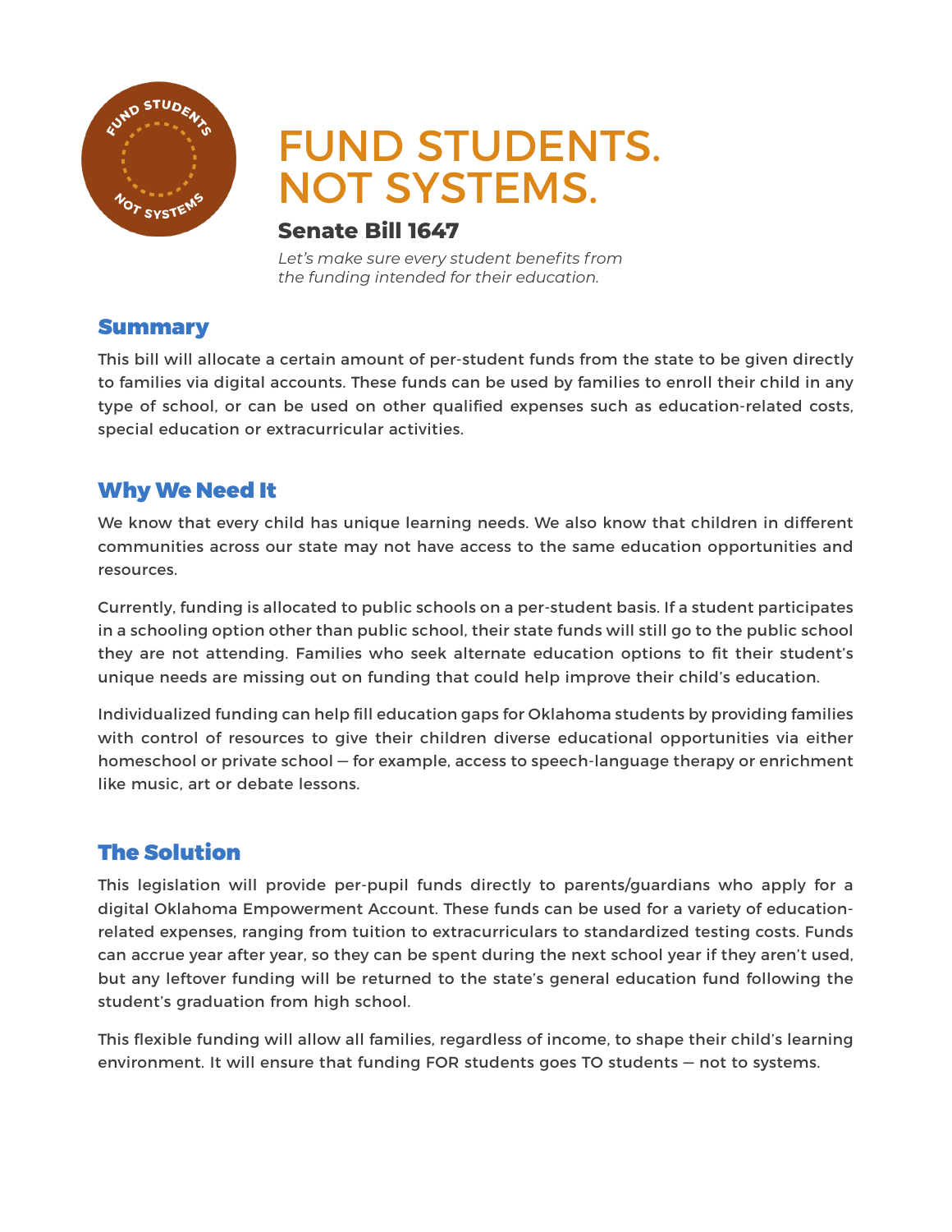# FUND STUDENTS. NOT SYSTEMS.

## Senate Bill 1647

*Let's make sure every student benefits from the funding intended for their education.*

## Summary

This bill will allocate a certain amount of per-student funds from the state to be given directly to families via digital accounts. These funds can be used by families to enroll their child in any type of school, or can be used on other qualified expenses such as education-related costs, special education or extracurricular activities.

## Why We Need It

We know that every child has unique learning needs. We also know that children in different communities across our state may not have access to the same education opportunities and resources.

Currently, funding is allocated to public schools on a per-student basis. If a student participates in a schooling option other than public school, their state funds will still go to the public school they are not attending. Families who seek alternate education options to fit their student's unique needs are missing out on funding that could help improve their child's education.

Individualized funding can help fill education gaps for Oklahoma students by providing families with control of resources to give their children diverse educational opportunities via either homeschool or private school — for example, access to speech-language therapy or enrichment like music, art or debate lessons.

## The Solution

This legislation will provide per-pupil funds directly to parents/guardians who apply for a digital Oklahoma Empowerment Account. These funds can be used for a variety of education-related expenses, ranging from tuition to extracurriculars to standardized testing costs. Funds can accrue year after year, so they can be spent during the next school year if they aren't used, but any leftover funding will be returned to the state's general education fund following the student's graduation from high school.

This flexible funding will allow all families, regardless of income, to shape their child's learning environment. It will ensure that funding FOR students goes TO students — not to systems.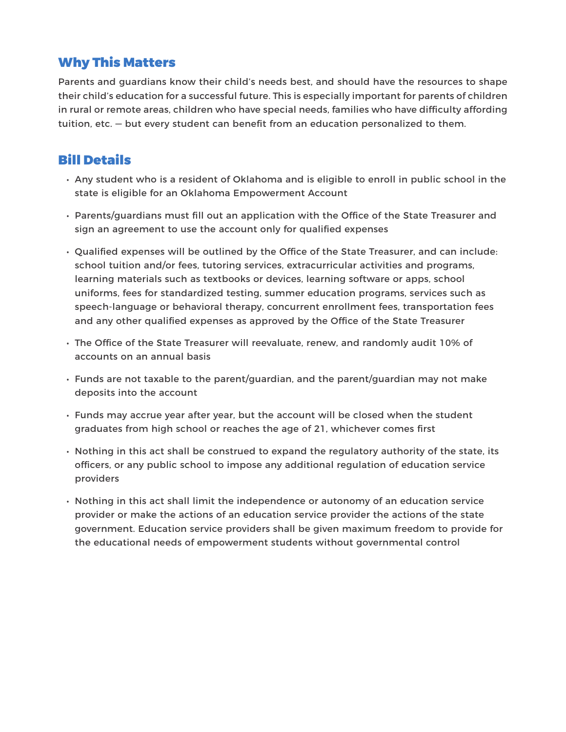## Why This Matters

Parents and guardians know their child's needs best, and should have the resources to shape their child's education for a successful future. This is especially important for parents of children in rural or remote areas, children who have special needs, families who have difficulty affording tuition, etc. — but every student can benefit from an education personalized to them.

## Bill Details

- Any student who is a resident of Oklahoma and is eligible to enroll in public school in the state is eligible for an Oklahoma Empowerment Account
- Parents/guardians must fill out an application with the Office of the State Treasurer and sign an agreement to use the account only for qualified expenses
- Qualified expenses will be outlined by the Office of the State Treasurer, and can include: school tuition and/or fees, tutoring services, extracurricular activities and programs, learning materials such as textbooks or devices, learning software or apps, school uniforms, fees for standardized testing, summer education programs, services such as speech-language or behavioral therapy, concurrent enrollment fees, transportation fees and any other qualified expenses as approved by the Office of the State Treasurer
- The Office of the State Treasurer will reevaluate, renew, and randomly audit 10% of accounts on an annual basis
- Funds are not taxable to the parent/guardian, and the parent/guardian may not make deposits into the account
- Funds may accrue year after year, but the account will be closed when the student graduates from high school or reaches the age of 21, whichever comes first
- Nothing in this act shall be construed to expand the regulatory authority of the state, its officers, or any public school to impose any additional regulation of education service providers
- Nothing in this act shall limit the independence or autonomy of an education service provider or make the actions of an education service provider the actions of the state government. Education service providers shall be given maximum freedom to provide for the educational needs of empowerment students without governmental control